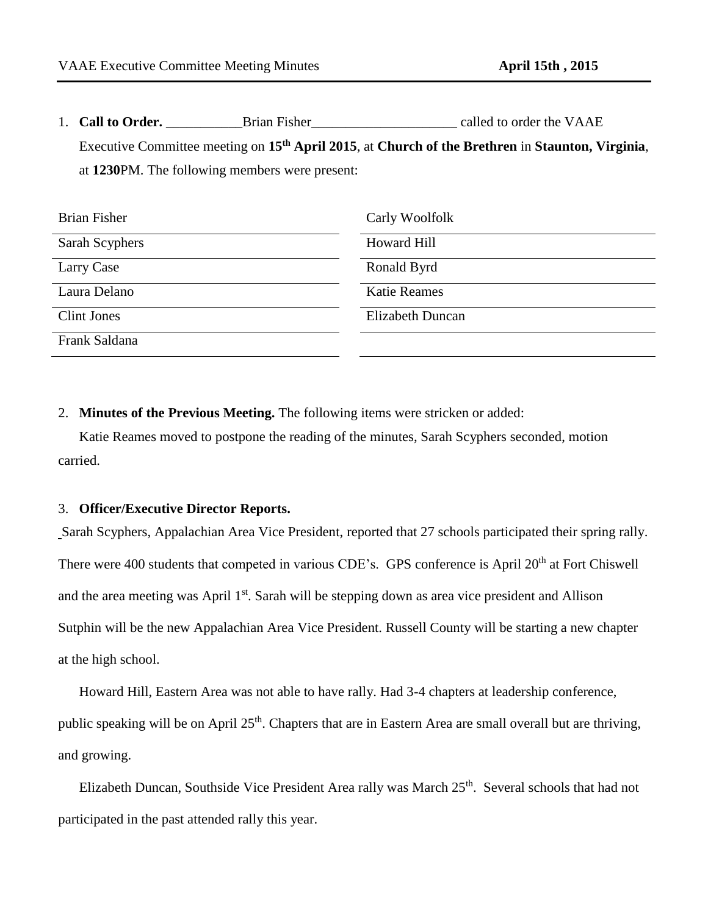VAAE Executive Committee Meeting Minutes **April 15th , 2015**

1. **Call to Order.** ___________Brian Fisher_____________________ called to order the VAAE Executive Committee meeting on **15th April 2015**, at **Church of the Brethren** in **Staunton, Virginia**, at **1230**PM. The following members were present:

| | |
|---|---|
| Brian Fisher | Carly Woolfolk |
| Sarah Scyphers | Howard Hill |
| Larry Case | Ronald Byrd |
| Laura Delano | Katie Reames |
| Clint Jones | Elizabeth Duncan |
| Frank Saldana | |

2. **Minutes of the Previous Meeting.** The following items were stricken or added:

Katie Reames moved to postpone the reading of the minutes, Sarah Scyphers seconded, motion carried.

3. **Officer/Executive Director Reports.**

Sarah Scyphers, Appalachian Area Vice President, reported that 27 schools participated their spring rally. There were 400 students that competed in various CDE's. GPS conference is April 20th at Fort Chiswell and the area meeting was April 1st. Sarah will be stepping down as area vice president and Allison Sutphin will be the new Appalachian Area Vice President. Russell County will be starting a new chapter at the high school.

Howard Hill, Eastern Area was not able to have rally. Had 3-4 chapters at leadership conference, public speaking will be on April 25th. Chapters that are in Eastern Area are small overall but are thriving, and growing.

Elizabeth Duncan, Southside Vice President Area rally was March 25th. Several schools that had not participated in the past attended rally this year.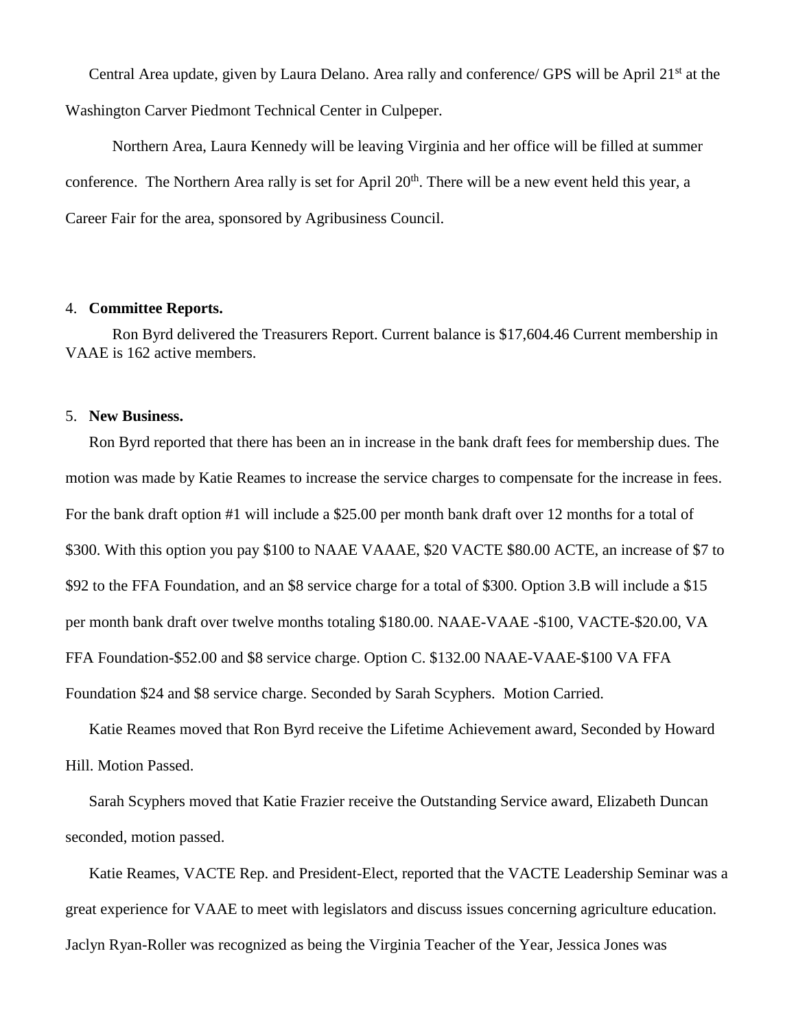Central Area update, given by Laura Delano. Area rally and conference/ GPS will be April 21st at the Washington Carver Piedmont Technical Center in Culpeper.

Northern Area, Laura Kennedy will be leaving Virginia and her office will be filled at summer conference. The Northern Area rally is set for April 20th. There will be a new event held this year, a Career Fair for the area, sponsored by Agribusiness Council.

4. **Committee Reports.**

Ron Byrd delivered the Treasurers Report. Current balance is $17,604.46 Current membership in VAAE is 162 active members.

5. **New Business.**

Ron Byrd reported that there has been an in increase in the bank draft fees for membership dues. The motion was made by Katie Reames to increase the service charges to compensate for the increase in fees. For the bank draft option #1 will include a $25.00 per month bank draft over 12 months for a total of $300. With this option you pay $100 to NAAE VAAAE, $20 VACTE $80.00 ACTE, an increase of $7 to $92 to the FFA Foundation, and an $8 service charge for a total of $300. Option 3.B will include a $15 per month bank draft over twelve months totaling $180.00. NAAE-VAAE -$100, VACTE-$20.00, VA FFA Foundation-$52.00 and $8 service charge. Option C. $132.00 NAAE-VAAE-$100 VA FFA Foundation $24 and $8 service charge. Seconded by Sarah Scyphers. Motion Carried.

Katie Reames moved that Ron Byrd receive the Lifetime Achievement award, Seconded by Howard Hill. Motion Passed.

Sarah Scyphers moved that Katie Frazier receive the Outstanding Service award, Elizabeth Duncan seconded, motion passed.

Katie Reames, VACTE Rep. and President-Elect, reported that the VACTE Leadership Seminar was a great experience for VAAE to meet with legislators and discuss issues concerning agriculture education. Jaclyn Ryan-Roller was recognized as being the Virginia Teacher of the Year, Jessica Jones was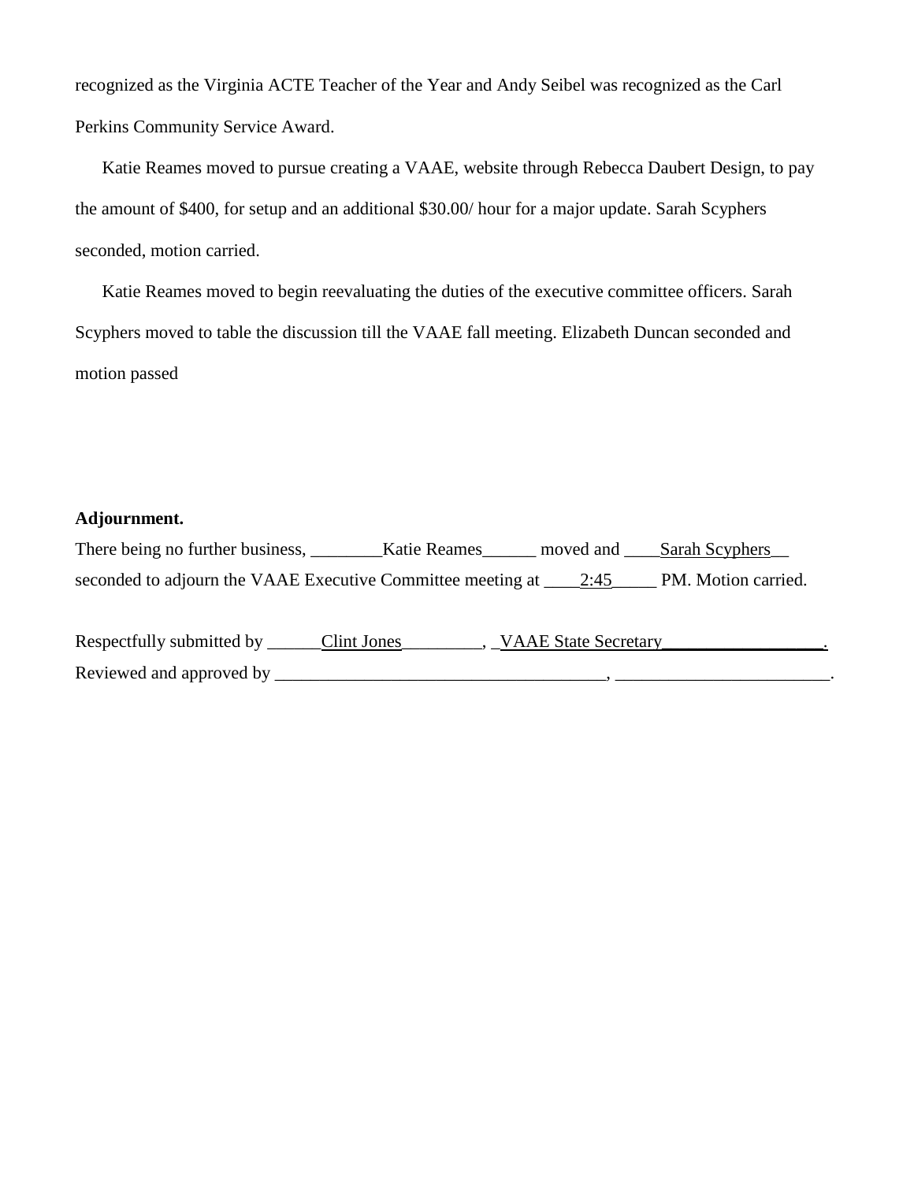recognized as the Virginia ACTE Teacher of the Year and Andy Seibel was recognized as the Carl Perkins Community Service Award.

Katie Reames moved to pursue creating a VAAE, website through Rebecca Daubert Design, to pay the amount of $400, for setup and an additional $30.00/ hour for a major update. Sarah Scyphers seconded, motion carried.

Katie Reames moved to begin reevaluating the duties of the executive committee officers. Sarah Scyphers moved to table the discussion till the VAAE fall meeting. Elizabeth Duncan seconded and motion passed

**Adjournment.**

There being no further business, ________Katie Reames______ moved and ____Sarah Scyphers__ seconded to adjourn the VAAE Executive Committee meeting at ____2:45_____ PM. Motion carried.

Respectfully submitted by ______Clint Jones_________, _VAAE State Secretary_________________.
Reviewed and approved by _____________________________________, ________________________.